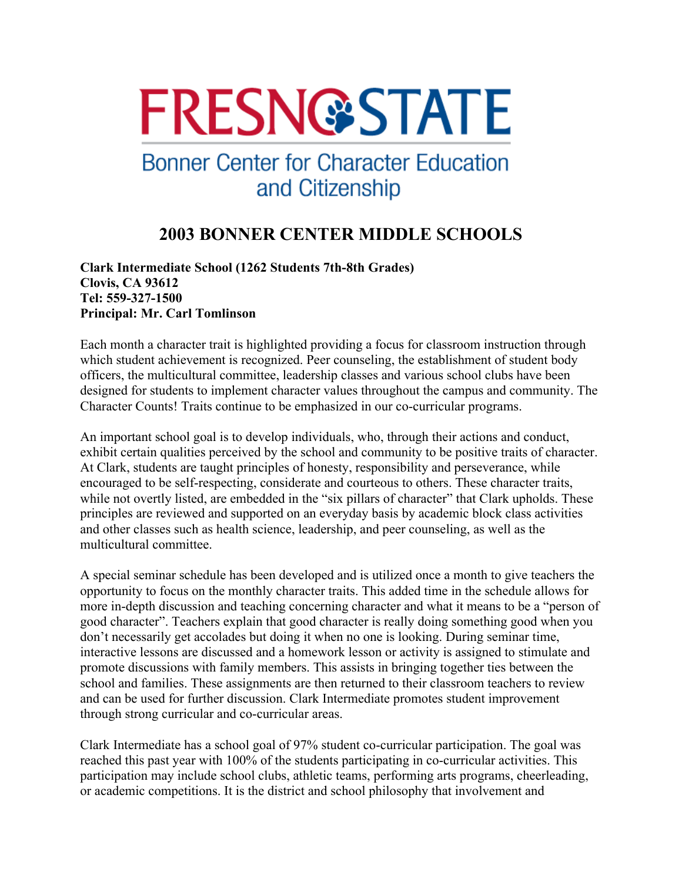# FRESNO STATE

## Bonner Center for Character Education and Citizenship

## 2003 BONNER CENTER MIDDLE SCHOOLS

**Clark Intermediate School (1262 Students 7th-8th Grades)**
**Clovis, CA 93612**
**Tel: 559-327-1500**
**Principal: Mr. Carl Tomlinson**

Each month a character trait is highlighted providing a focus for classroom instruction through which student achievement is recognized. Peer counseling, the establishment of student body officers, the multicultural committee, leadership classes and various school clubs have been designed for students to implement character values throughout the campus and community. The Character Counts! Traits continue to be emphasized in our co-curricular programs.

An important school goal is to develop individuals, who, through their actions and conduct, exhibit certain qualities perceived by the school and community to be positive traits of character. At Clark, students are taught principles of honesty, responsibility and perseverance, while encouraged to be self-respecting, considerate and courteous to others. These character traits, while not overtly listed, are embedded in the "six pillars of character" that Clark upholds. These principles are reviewed and supported on an everyday basis by academic block class activities and other classes such as health science, leadership, and peer counseling, as well as the multicultural committee.

A special seminar schedule has been developed and is utilized once a month to give teachers the opportunity to focus on the monthly character traits. This added time in the schedule allows for more in-depth discussion and teaching concerning character and what it means to be a "person of good character". Teachers explain that good character is really doing something good when you don't necessarily get accolades but doing it when no one is looking. During seminar time, interactive lessons are discussed and a homework lesson or activity is assigned to stimulate and promote discussions with family members. This assists in bringing together ties between the school and families. These assignments are then returned to their classroom teachers to review and can be used for further discussion. Clark Intermediate promotes student improvement through strong curricular and co-curricular areas.

Clark Intermediate has a school goal of 97% student co-curricular participation. The goal was reached this past year with 100% of the students participating in co-curricular activities. This participation may include school clubs, athletic teams, performing arts programs, cheerleading, or academic competitions. It is the district and school philosophy that involvement and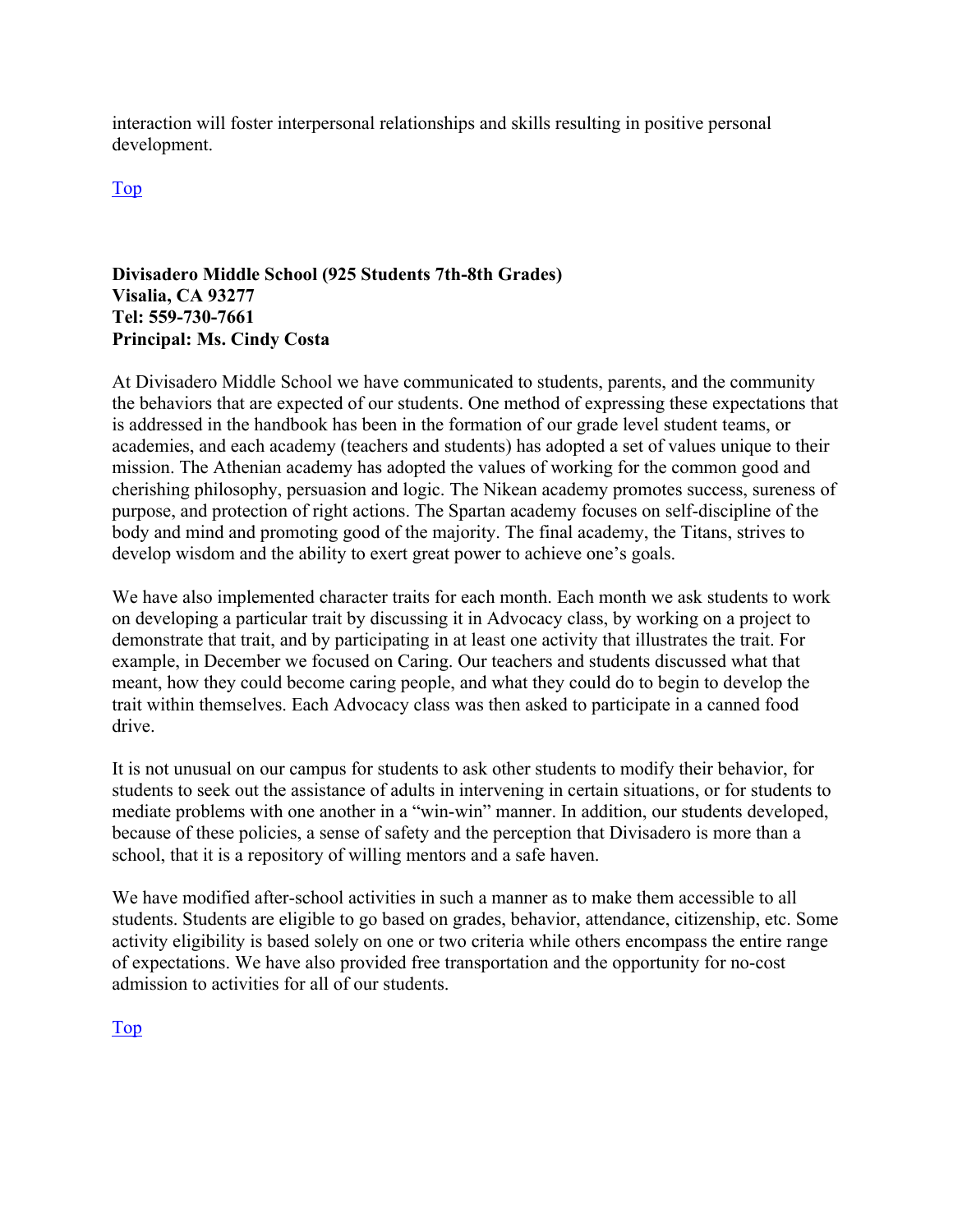interaction will foster interpersonal relationships and skills resulting in positive personal development.

Top

**Divisadero Middle School (925 Students 7th-8th Grades)**
**Visalia, CA 93277**
**Tel: 559-730-7661**
**Principal: Ms. Cindy Costa**

At Divisadero Middle School we have communicated to students, parents, and the community the behaviors that are expected of our students. One method of expressing these expectations that is addressed in the handbook has been in the formation of our grade level student teams, or academies, and each academy (teachers and students) has adopted a set of values unique to their mission. The Athenian academy has adopted the values of working for the common good and cherishing philosophy, persuasion and logic. The Nikean academy promotes success, sureness of purpose, and protection of right actions. The Spartan academy focuses on self-discipline of the body and mind and promoting good of the majority. The final academy, the Titans, strives to develop wisdom and the ability to exert great power to achieve one's goals.

We have also implemented character traits for each month. Each month we ask students to work on developing a particular trait by discussing it in Advocacy class, by working on a project to demonstrate that trait, and by participating in at least one activity that illustrates the trait. For example, in December we focused on Caring. Our teachers and students discussed what that meant, how they could become caring people, and what they could do to begin to develop the trait within themselves. Each Advocacy class was then asked to participate in a canned food drive.

It is not unusual on our campus for students to ask other students to modify their behavior, for students to seek out the assistance of adults in intervening in certain situations, or for students to mediate problems with one another in a "win-win" manner. In addition, our students developed, because of these policies, a sense of safety and the perception that Divisadero is more than a school, that it is a repository of willing mentors and a safe haven.

We have modified after-school activities in such a manner as to make them accessible to all students. Students are eligible to go based on grades, behavior, attendance, citizenship, etc. Some activity eligibility is based solely on one or two criteria while others encompass the entire range of expectations. We have also provided free transportation and the opportunity for no-cost admission to activities for all of our students.

Top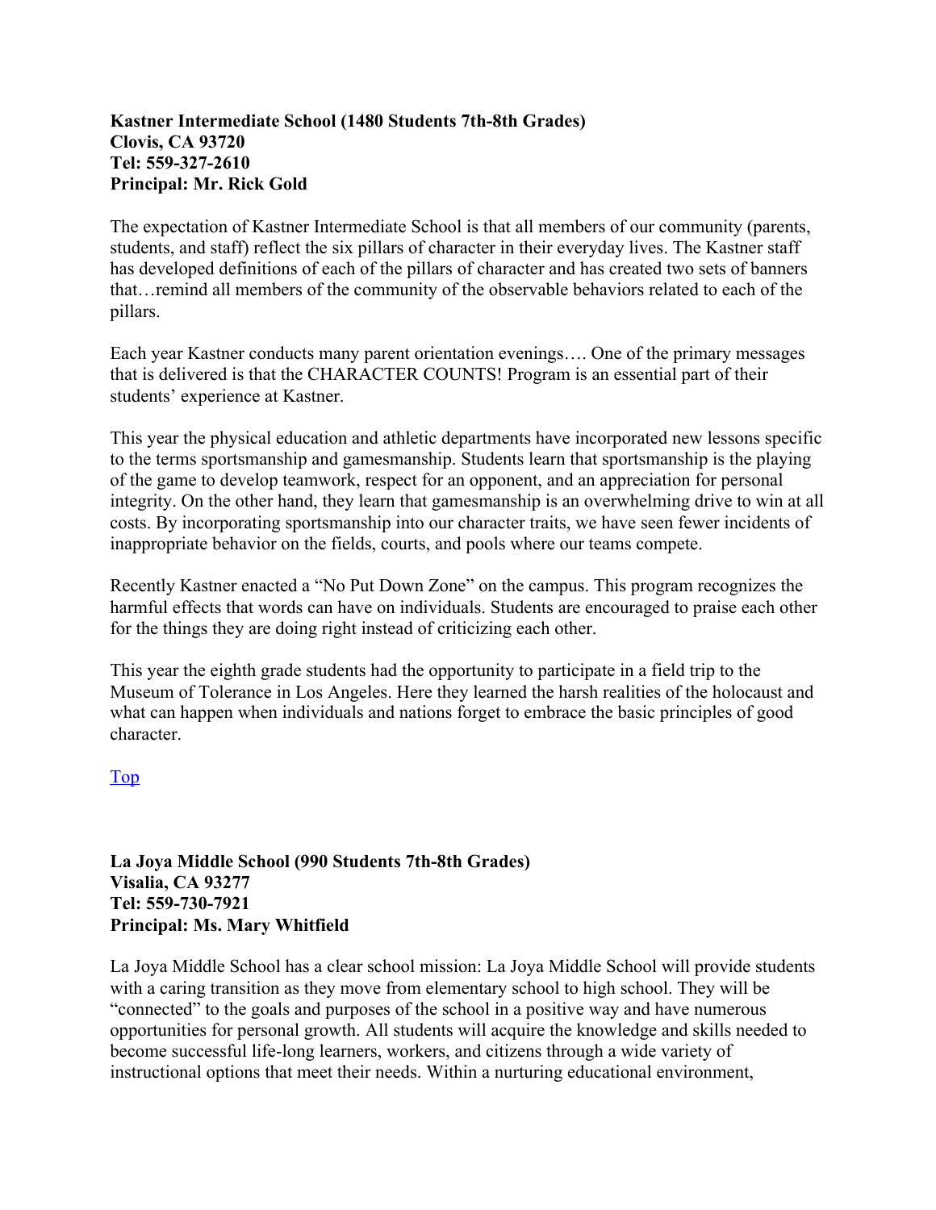**Kastner Intermediate School (1480 Students 7th-8th Grades)**
**Clovis, CA 93720**
**Tel: 559-327-2610**
**Principal: Mr. Rick Gold**

The expectation of Kastner Intermediate School is that all members of our community (parents, students, and staff) reflect the six pillars of character in their everyday lives. The Kastner staff has developed definitions of each of the pillars of character and has created two sets of banners that…remind all members of the community of the observable behaviors related to each of the pillars.

Each year Kastner conducts many parent orientation evenings…. One of the primary messages that is delivered is that the CHARACTER COUNTS! Program is an essential part of their students' experience at Kastner.

This year the physical education and athletic departments have incorporated new lessons specific to the terms sportsmanship and gamesmanship. Students learn that sportsmanship is the playing of the game to develop teamwork, respect for an opponent, and an appreciation for personal integrity. On the other hand, they learn that gamesmanship is an overwhelming drive to win at all costs. By incorporating sportsmanship into our character traits, we have seen fewer incidents of inappropriate behavior on the fields, courts, and pools where our teams compete.

Recently Kastner enacted a "No Put Down Zone" on the campus. This program recognizes the harmful effects that words can have on individuals. Students are encouraged to praise each other for the things they are doing right instead of criticizing each other.

This year the eighth grade students had the opportunity to participate in a field trip to the Museum of Tolerance in Los Angeles. Here they learned the harsh realities of the holocaust and what can happen when individuals and nations forget to embrace the basic principles of good character.

Top

**La Joya Middle School (990 Students 7th-8th Grades)**
**Visalia, CA 93277**
**Tel: 559-730-7921**
**Principal: Ms. Mary Whitfield**

La Joya Middle School has a clear school mission: La Joya Middle School will provide students with a caring transition as they move from elementary school to high school. They will be "connected" to the goals and purposes of the school in a positive way and have numerous opportunities for personal growth. All students will acquire the knowledge and skills needed to become successful life-long learners, workers, and citizens through a wide variety of instructional options that meet their needs. Within a nurturing educational environment,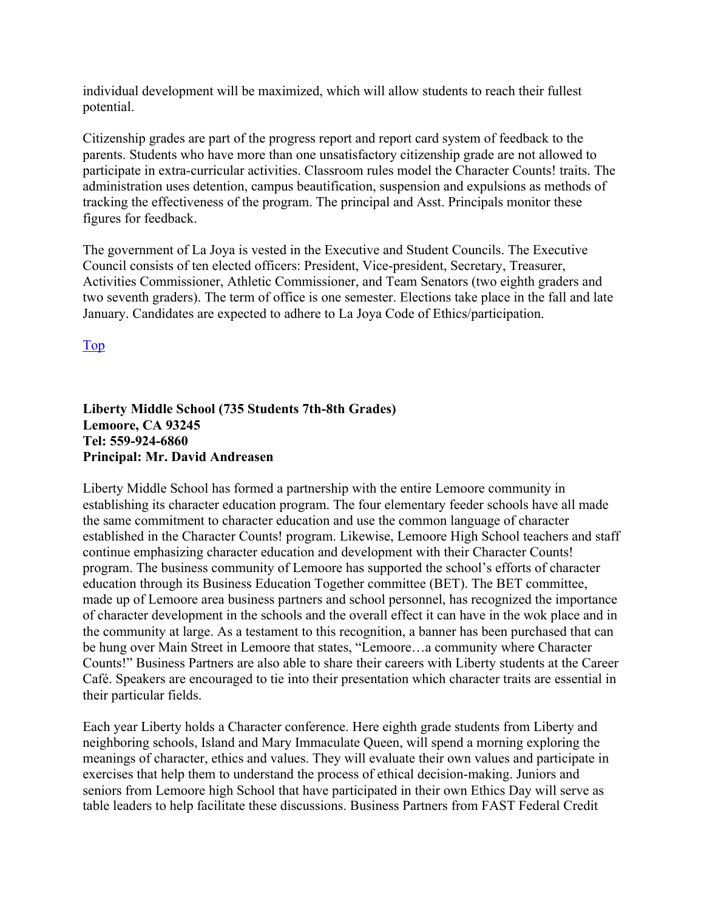individual development will be maximized, which will allow students to reach their fullest potential.

Citizenship grades are part of the progress report and report card system of feedback to the parents. Students who have more than one unsatisfactory citizenship grade are not allowed to participate in extra-curricular activities. Classroom rules model the Character Counts! traits. The administration uses detention, campus beautification, suspension and expulsions as methods of tracking the effectiveness of the program. The principal and Asst. Principals monitor these figures for feedback.

The government of La Joya is vested in the Executive and Student Councils. The Executive Council consists of ten elected officers: President, Vice-president, Secretary, Treasurer, Activities Commissioner, Athletic Commissioner, and Team Senators (two eighth graders and two seventh graders). The term of office is one semester. Elections take place in the fall and late January. Candidates are expected to adhere to La Joya Code of Ethics/participation.

Top

**Liberty Middle School (735 Students 7th-8th Grades)**
**Lemoore, CA 93245**
**Tel: 559-924-6860**
**Principal: Mr. David Andreasen**

Liberty Middle School has formed a partnership with the entire Lemoore community in establishing its character education program. The four elementary feeder schools have all made the same commitment to character education and use the common language of character established in the Character Counts! program. Likewise, Lemoore High School teachers and staff continue emphasizing character education and development with their Character Counts! program. The business community of Lemoore has supported the school's efforts of character education through its Business Education Together committee (BET). The BET committee, made up of Lemoore area business partners and school personnel, has recognized the importance of character development in the schools and the overall effect it can have in the wok place and in the community at large. As a testament to this recognition, a banner has been purchased that can be hung over Main Street in Lemoore that states, "Lemoore…a community where Character Counts!" Business Partners are also able to share their careers with Liberty students at the Career Café. Speakers are encouraged to tie into their presentation which character traits are essential in their particular fields.

Each year Liberty holds a Character conference. Here eighth grade students from Liberty and neighboring schools, Island and Mary Immaculate Queen, will spend a morning exploring the meanings of character, ethics and values. They will evaluate their own values and participate in exercises that help them to understand the process of ethical decision-making. Juniors and seniors from Lemoore high School that have participated in their own Ethics Day will serve as table leaders to help facilitate these discussions. Business Partners from FAST Federal Credit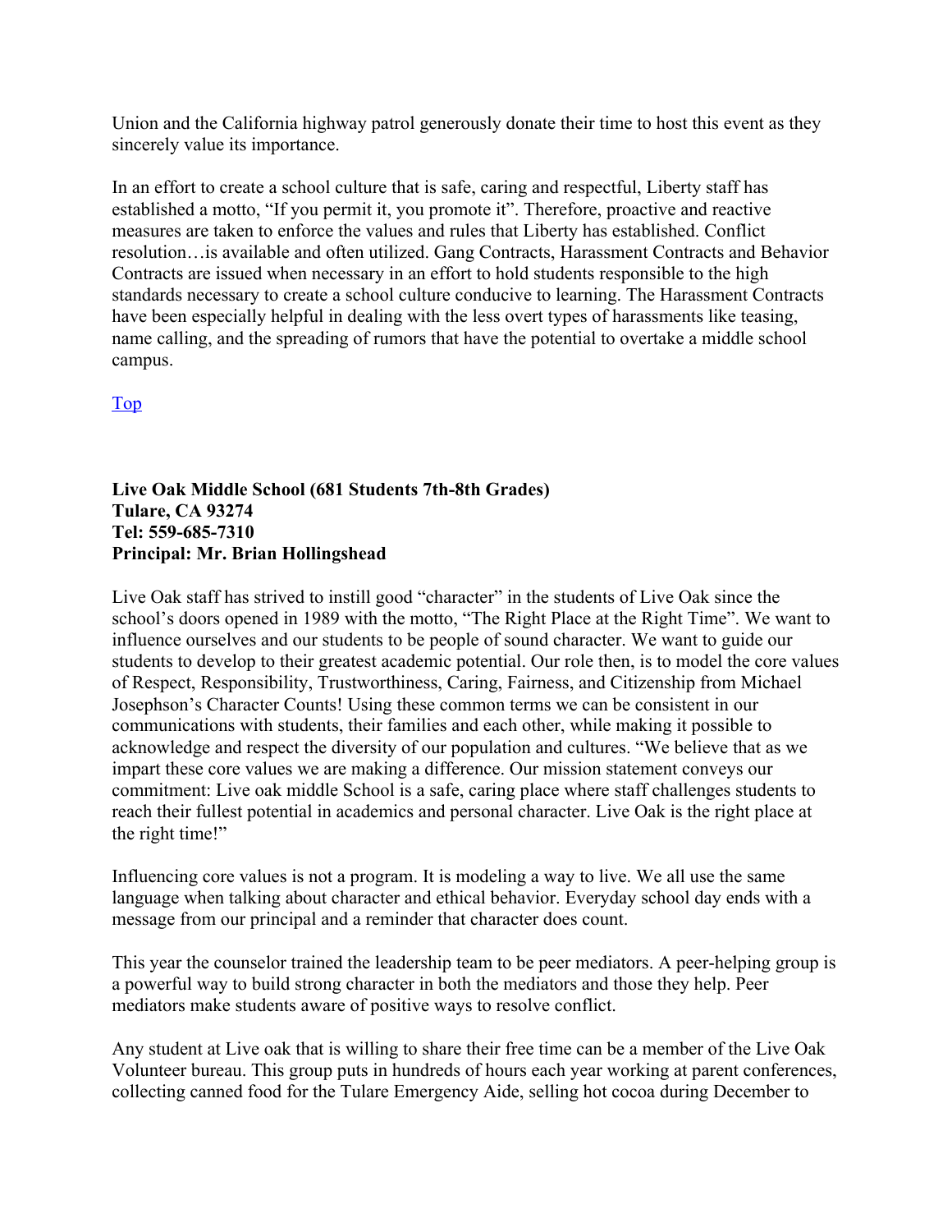Union and the California highway patrol generously donate their time to host this event as they sincerely value its importance.

In an effort to create a school culture that is safe, caring and respectful, Liberty staff has established a motto, "If you permit it, you promote it". Therefore, proactive and reactive measures are taken to enforce the values and rules that Liberty has established. Conflict resolution…is available and often utilized. Gang Contracts, Harassment Contracts and Behavior Contracts are issued when necessary in an effort to hold students responsible to the high standards necessary to create a school culture conducive to learning. The Harassment Contracts have been especially helpful in dealing with the less overt types of harassments like teasing, name calling, and the spreading of rumors that have the potential to overtake a middle school campus.

Top

**Live Oak Middle School (681 Students 7th-8th Grades)**
**Tulare, CA 93274**
**Tel: 559-685-7310**
**Principal: Mr. Brian Hollingshead**

Live Oak staff has strived to instill good "character" in the students of Live Oak since the school's doors opened in 1989 with the motto, "The Right Place at the Right Time". We want to influence ourselves and our students to be people of sound character. We want to guide our students to develop to their greatest academic potential. Our role then, is to model the core values of Respect, Responsibility, Trustworthiness, Caring, Fairness, and Citizenship from Michael Josephson's Character Counts! Using these common terms we can be consistent in our communications with students, their families and each other, while making it possible to acknowledge and respect the diversity of our population and cultures. "We believe that as we impart these core values we are making a difference. Our mission statement conveys our commitment: Live oak middle School is a safe, caring place where staff challenges students to reach their fullest potential in academics and personal character. Live Oak is the right place at the right time!"

Influencing core values is not a program. It is modeling a way to live. We all use the same language when talking about character and ethical behavior. Everyday school day ends with a message from our principal and a reminder that character does count.

This year the counselor trained the leadership team to be peer mediators. A peer-helping group is a powerful way to build strong character in both the mediators and those they help. Peer mediators make students aware of positive ways to resolve conflict.

Any student at Live oak that is willing to share their free time can be a member of the Live Oak Volunteer bureau. This group puts in hundreds of hours each year working at parent conferences, collecting canned food for the Tulare Emergency Aide, selling hot cocoa during December to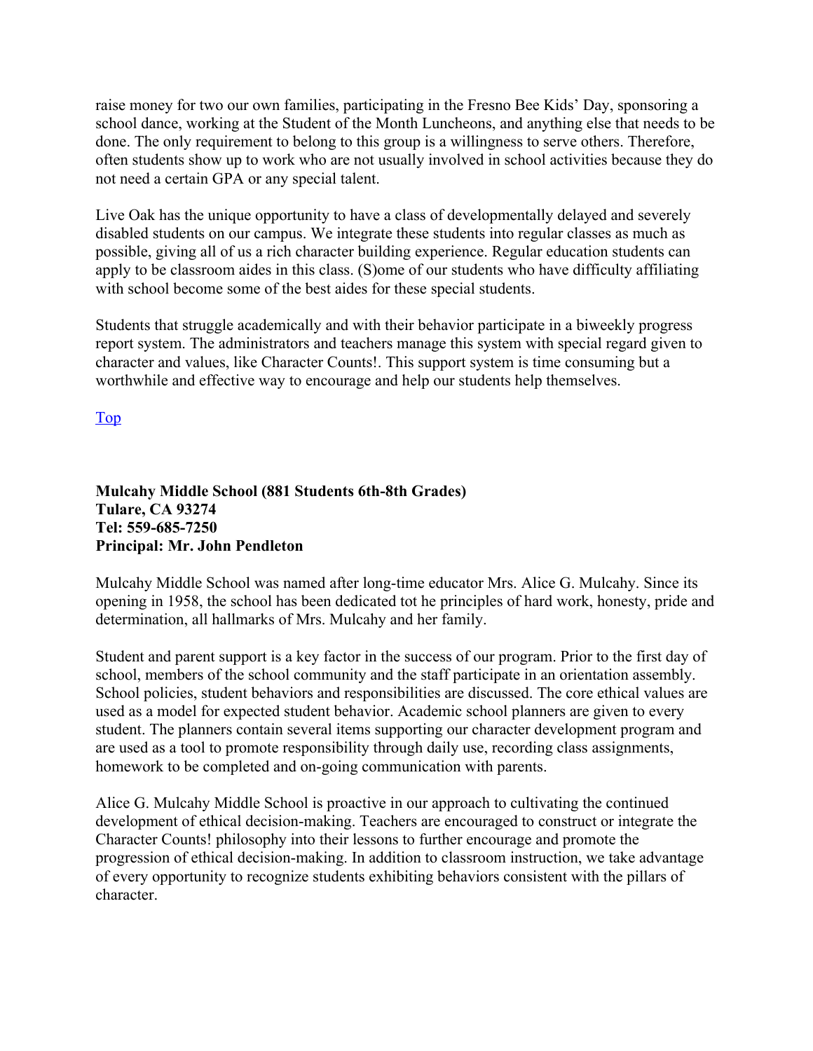raise money for two our own families, participating in the Fresno Bee Kids' Day, sponsoring a school dance, working at the Student of the Month Luncheons, and anything else that needs to be done. The only requirement to belong to this group is a willingness to serve others. Therefore, often students show up to work who are not usually involved in school activities because they do not need a certain GPA or any special talent.

Live Oak has the unique opportunity to have a class of developmentally delayed and severely disabled students on our campus. We integrate these students into regular classes as much as possible, giving all of us a rich character building experience. Regular education students can apply to be classroom aides in this class. (S)ome of our students who have difficulty affiliating with school become some of the best aides for these special students.

Students that struggle academically and with their behavior participate in a biweekly progress report system. The administrators and teachers manage this system with special regard given to character and values, like Character Counts!. This support system is time consuming but a worthwhile and effective way to encourage and help our students help themselves.

Top

**Mulcahy Middle School (881 Students 6th-8th Grades)**
**Tulare, CA 93274**
**Tel: 559-685-7250**
**Principal: Mr. John Pendleton**

Mulcahy Middle School was named after long-time educator Mrs. Alice G. Mulcahy. Since its opening in 1958, the school has been dedicated tot he principles of hard work, honesty, pride and determination, all hallmarks of Mrs. Mulcahy and her family.

Student and parent support is a key factor in the success of our program. Prior to the first day of school, members of the school community and the staff participate in an orientation assembly. School policies, student behaviors and responsibilities are discussed. The core ethical values are used as a model for expected student behavior. Academic school planners are given to every student. The planners contain several items supporting our character development program and are used as a tool to promote responsibility through daily use, recording class assignments, homework to be completed and on-going communication with parents.

Alice G. Mulcahy Middle School is proactive in our approach to cultivating the continued development of ethical decision-making. Teachers are encouraged to construct or integrate the Character Counts! philosophy into their lessons to further encourage and promote the progression of ethical decision-making. In addition to classroom instruction, we take advantage of every opportunity to recognize students exhibiting behaviors consistent with the pillars of character.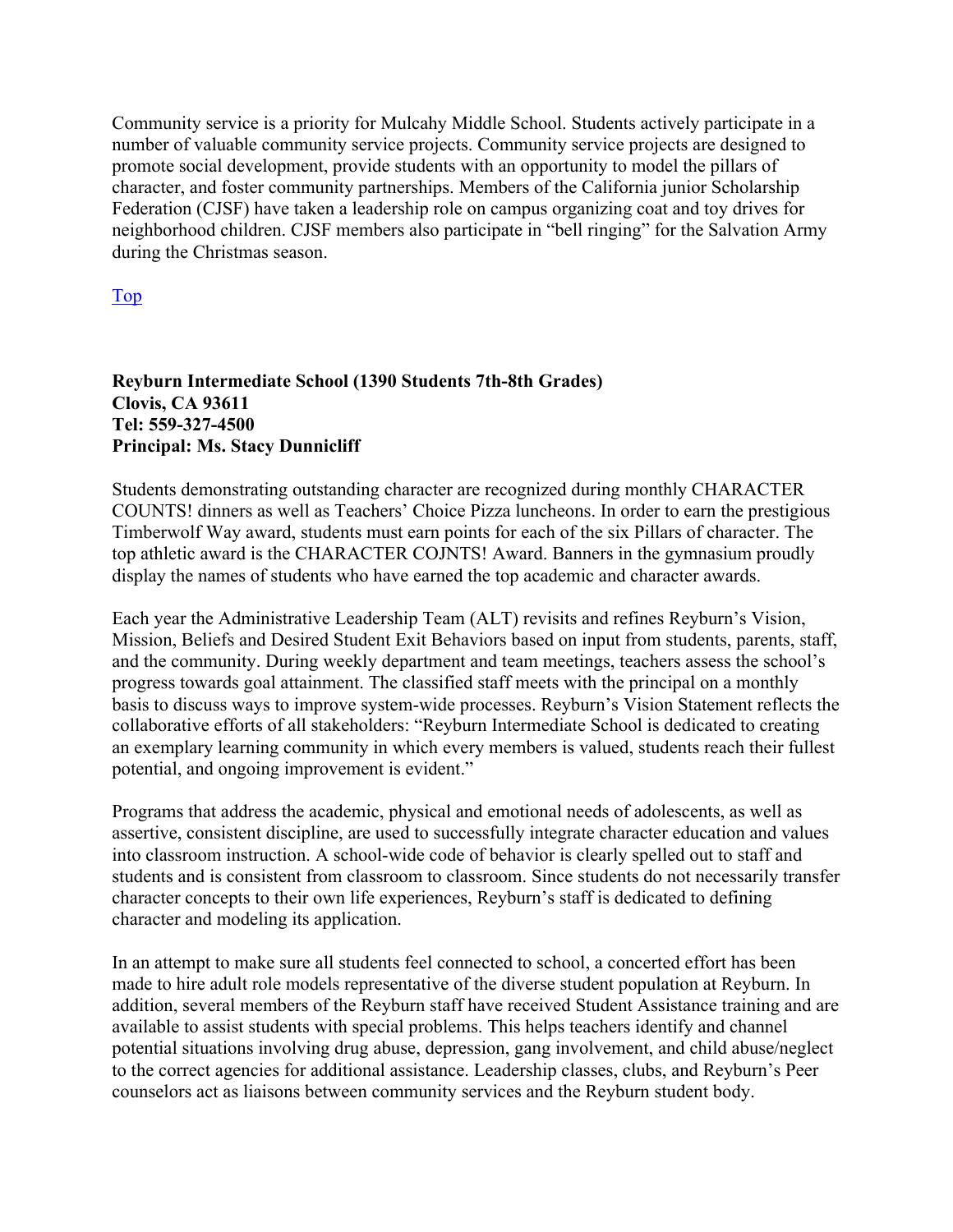Community service is a priority for Mulcahy Middle School. Students actively participate in a number of valuable community service projects. Community service projects are designed to promote social development, provide students with an opportunity to model the pillars of character, and foster community partnerships. Members of the California junior Scholarship Federation (CJSF) have taken a leadership role on campus organizing coat and toy drives for neighborhood children. CJSF members also participate in "bell ringing" for the Salvation Army during the Christmas season.

Top

**Reyburn Intermediate School (1390 Students 7th-8th Grades)**
**Clovis, CA 93611**
**Tel: 559-327-4500**
**Principal: Ms. Stacy Dunnicliff**

Students demonstrating outstanding character are recognized during monthly CHARACTER COUNTS! dinners as well as Teachers' Choice Pizza luncheons. In order to earn the prestigious Timberwolf Way award, students must earn points for each of the six Pillars of character. The top athletic award is the CHARACTER COJNTS! Award. Banners in the gymnasium proudly display the names of students who have earned the top academic and character awards.

Each year the Administrative Leadership Team (ALT) revisits and refines Reyburn's Vision, Mission, Beliefs and Desired Student Exit Behaviors based on input from students, parents, staff, and the community. During weekly department and team meetings, teachers assess the school's progress towards goal attainment. The classified staff meets with the principal on a monthly basis to discuss ways to improve system-wide processes. Reyburn's Vision Statement reflects the collaborative efforts of all stakeholders: "Reyburn Intermediate School is dedicated to creating an exemplary learning community in which every members is valued, students reach their fullest potential, and ongoing improvement is evident."

Programs that address the academic, physical and emotional needs of adolescents, as well as assertive, consistent discipline, are used to successfully integrate character education and values into classroom instruction. A school-wide code of behavior is clearly spelled out to staff and students and is consistent from classroom to classroom. Since students do not necessarily transfer character concepts to their own life experiences, Reyburn's staff is dedicated to defining character and modeling its application.

In an attempt to make sure all students feel connected to school, a concerted effort has been made to hire adult role models representative of the diverse student population at Reyburn. In addition, several members of the Reyburn staff have received Student Assistance training and are available to assist students with special problems. This helps teachers identify and channel potential situations involving drug abuse, depression, gang involvement, and child abuse/neglect to the correct agencies for additional assistance. Leadership classes, clubs, and Reyburn's Peer counselors act as liaisons between community services and the Reyburn student body.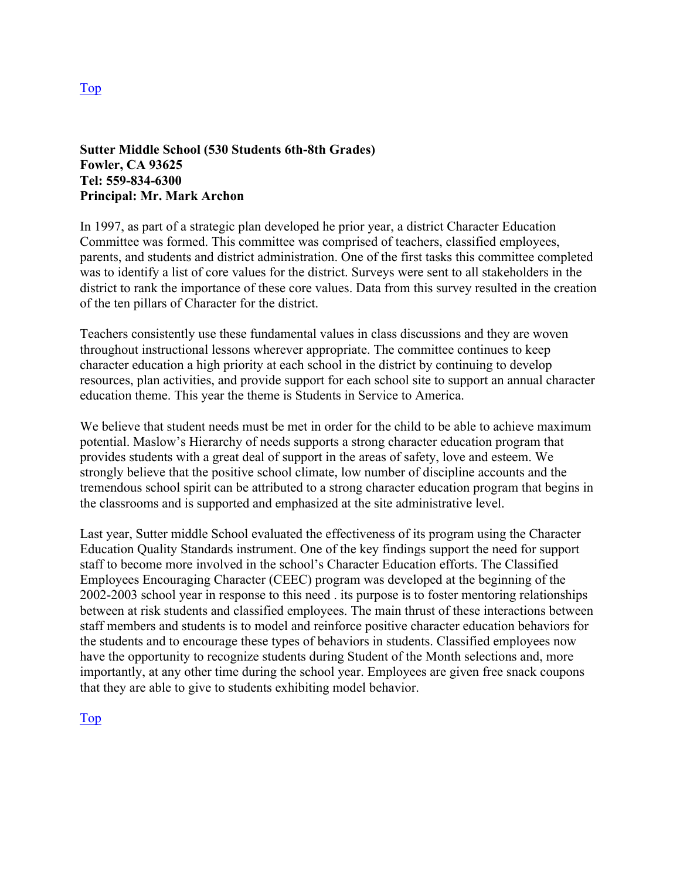[Top]

**Sutter Middle School (530 Students 6th-8th Grades)**
**Fowler, CA 93625**
**Tel: 559-834-6300**
**Principal: Mr. Mark Archon**

In 1997, as part of a strategic plan developed he prior year, a district Character Education Committee was formed. This committee was comprised of teachers, classified employees, parents, and students and district administration. One of the first tasks this committee completed was to identify a list of core values for the district. Surveys were sent to all stakeholders in the district to rank the importance of these core values. Data from this survey resulted in the creation of the ten pillars of Character for the district.

Teachers consistently use these fundamental values in class discussions and they are woven throughout instructional lessons wherever appropriate. The committee continues to keep character education a high priority at each school in the district by continuing to develop resources, plan activities, and provide support for each school site to support an annual character education theme. This year the theme is Students in Service to America.

We believe that student needs must be met in order for the child to be able to achieve maximum potential. Maslow's Hierarchy of needs supports a strong character education program that provides students with a great deal of support in the areas of safety, love and esteem. We strongly believe that the positive school climate, low number of discipline accounts and the tremendous school spirit can be attributed to a strong character education program that begins in the classrooms and is supported and emphasized at the site administrative level.

Last year, Sutter middle School evaluated the effectiveness of its program using the Character Education Quality Standards instrument. One of the key findings support the need for support staff to become more involved in the school's Character Education efforts. The Classified Employees Encouraging Character (CEEC) program was developed at the beginning of the 2002-2003 school year in response to this need . its purpose is to foster mentoring relationships between at risk students and classified employees. The main thrust of these interactions between staff members and students is to model and reinforce positive character education behaviors for the students and to encourage these types of behaviors in students. Classified employees now have the opportunity to recognize students during Student of the Month selections and, more importantly, at any other time during the school year. Employees are given free snack coupons that they are able to give to students exhibiting model behavior.

[Top]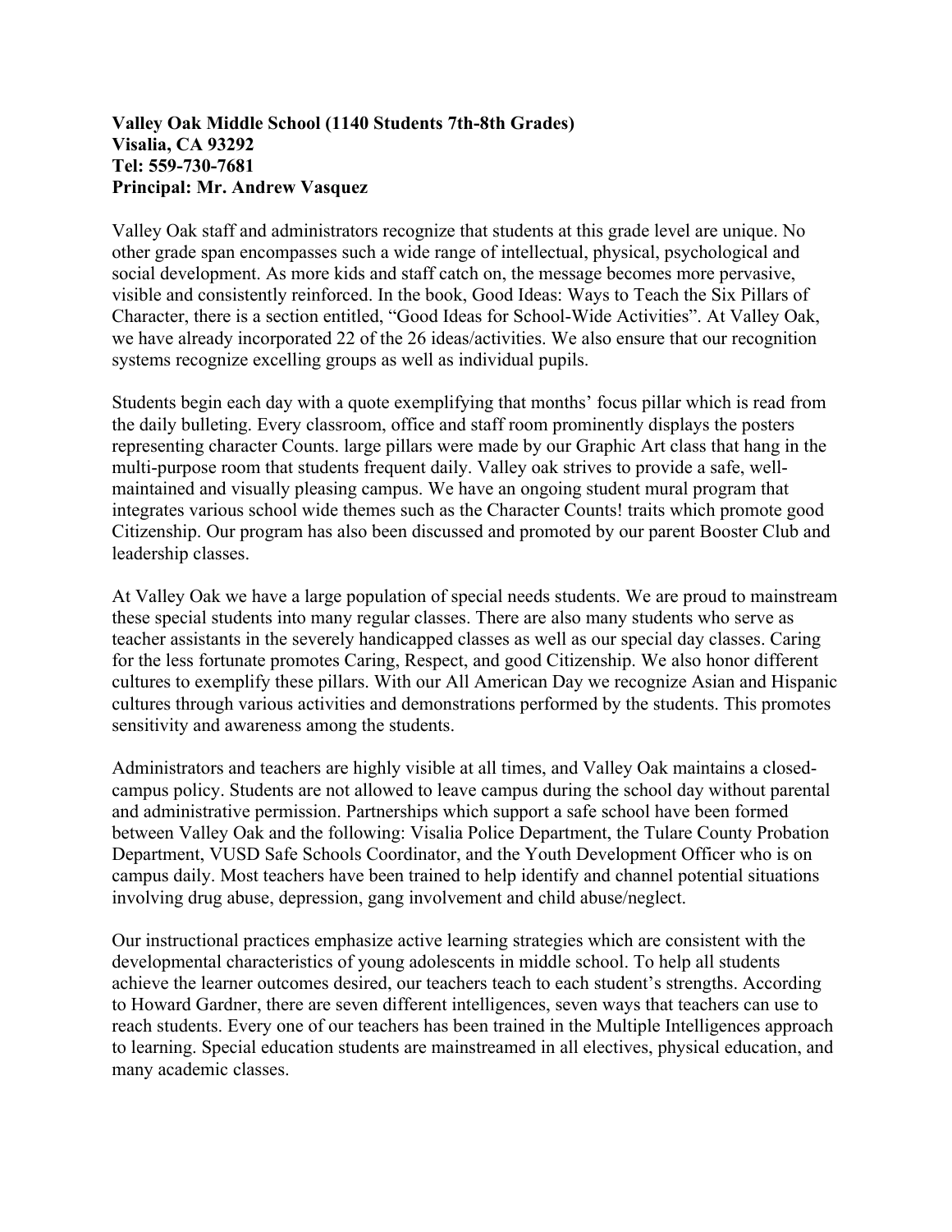**Valley Oak Middle School (1140 Students 7th-8th Grades)**
**Visalia, CA 93292**
**Tel: 559-730-7681**
**Principal: Mr. Andrew Vasquez**

Valley Oak staff and administrators recognize that students at this grade level are unique. No other grade span encompasses such a wide range of intellectual, physical, psychological and social development. As more kids and staff catch on, the message becomes more pervasive, visible and consistently reinforced. In the book, Good Ideas: Ways to Teach the Six Pillars of Character, there is a section entitled, "Good Ideas for School-Wide Activities". At Valley Oak, we have already incorporated 22 of the 26 ideas/activities. We also ensure that our recognition systems recognize excelling groups as well as individual pupils.

Students begin each day with a quote exemplifying that months' focus pillar which is read from the daily bulleting. Every classroom, office and staff room prominently displays the posters representing character Counts. large pillars were made by our Graphic Art class that hang in the multi-purpose room that students frequent daily. Valley oak strives to provide a safe, well-maintained and visually pleasing campus. We have an ongoing student mural program that integrates various school wide themes such as the Character Counts! traits which promote good Citizenship. Our program has also been discussed and promoted by our parent Booster Club and leadership classes.

At Valley Oak we have a large population of special needs students. We are proud to mainstream these special students into many regular classes. There are also many students who serve as teacher assistants in the severely handicapped classes as well as our special day classes. Caring for the less fortunate promotes Caring, Respect, and good Citizenship. We also honor different cultures to exemplify these pillars. With our All American Day we recognize Asian and Hispanic cultures through various activities and demonstrations performed by the students. This promotes sensitivity and awareness among the students.

Administrators and teachers are highly visible at all times, and Valley Oak maintains a closed-campus policy. Students are not allowed to leave campus during the school day without parental and administrative permission. Partnerships which support a safe school have been formed between Valley Oak and the following: Visalia Police Department, the Tulare County Probation Department, VUSD Safe Schools Coordinator, and the Youth Development Officer who is on campus daily. Most teachers have been trained to help identify and channel potential situations involving drug abuse, depression, gang involvement and child abuse/neglect.

Our instructional practices emphasize active learning strategies which are consistent with the developmental characteristics of young adolescents in middle school. To help all students achieve the learner outcomes desired, our teachers teach to each student's strengths. According to Howard Gardner, there are seven different intelligences, seven ways that teachers can use to reach students. Every one of our teachers has been trained in the Multiple Intelligences approach to learning. Special education students are mainstreamed in all electives, physical education, and many academic classes.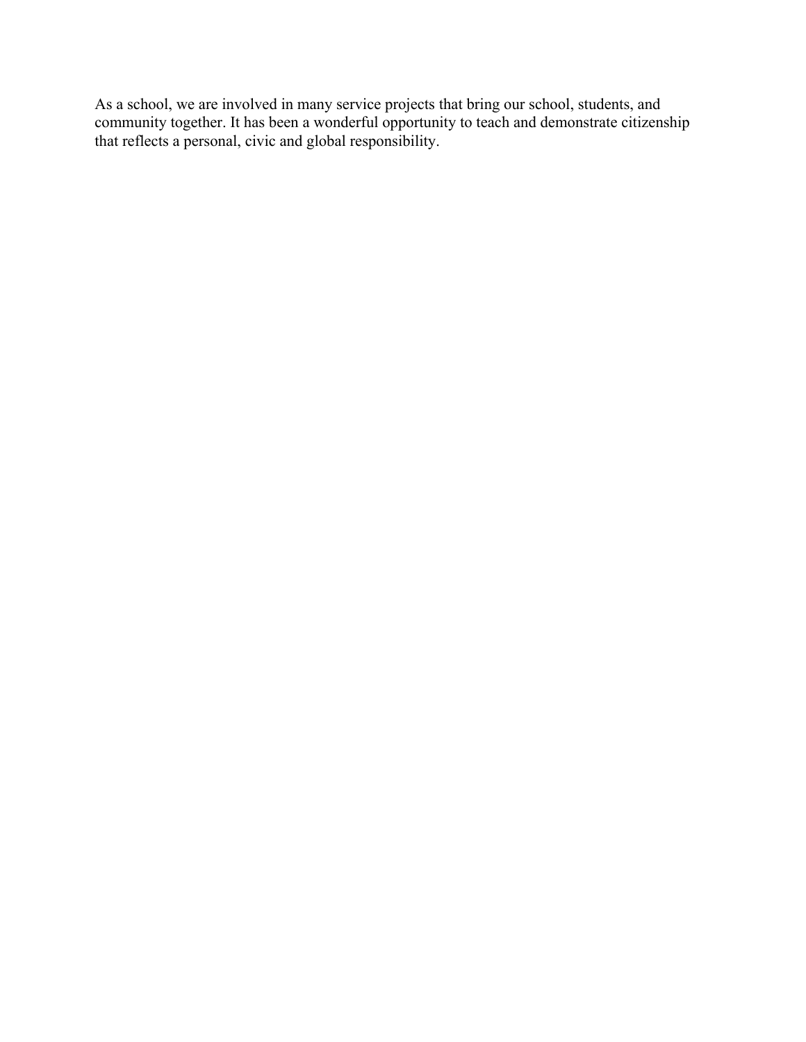As a school, we are involved in many service projects that bring our school, students, and community together. It has been a wonderful opportunity to teach and demonstrate citizenship that reflects a personal, civic and global responsibility.